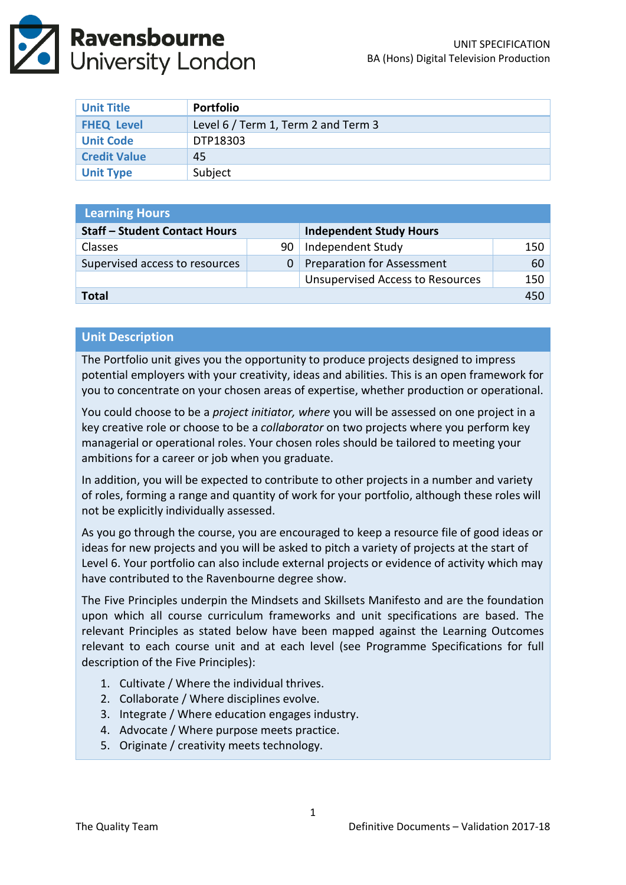UNIT SPECIFICATION
BA (Hons) Digital Television Production

| Unit Title | Portfolio |
|---|---|
| FHEQ Level | Level 6 / Term 1, Term 2 and Term 3 |
| Unit Code | DTP18303 |
| Credit Value | 45 |
| Unit Type | Subject |

| Learning Hours | | | |
|---|---|---|---|
| **Staff – Student Contact Hours** | | **Independent Study Hours** | |
| Classes | 90 | Independent Study | 150 |
| Supervised access to resources | 0 | Preparation for Assessment | 60 |
| | | Unsupervised Access to Resources | 150 |
| **Total** | | | 450 |

## Unit Description

The Portfolio unit gives you the opportunity to produce projects designed to impress potential employers with your creativity, ideas and abilities. This is an open framework for you to concentrate on your chosen areas of expertise, whether production or operational.

You could choose to be a *project initiator, where* you will be assessed on one project in a key creative role or choose to be a *collaborator* on two projects where you perform key managerial or operational roles. Your chosen roles should be tailored to meeting your ambitions for a career or job when you graduate.

In addition, you will be expected to contribute to other projects in a number and variety of roles, forming a range and quantity of work for your portfolio, although these roles will not be explicitly individually assessed.

As you go through the course, you are encouraged to keep a resource file of good ideas or ideas for new projects and you will be asked to pitch a variety of projects at the start of Level 6. Your portfolio can also include external projects or evidence of activity which may have contributed to the Ravenbourne degree show.

The Five Principles underpin the Mindsets and Skillsets Manifesto and are the foundation upon which all course curriculum frameworks and unit specifications are based. The relevant Principles as stated below have been mapped against the Learning Outcomes relevant to each course unit and at each level (see Programme Specifications for full description of the Five Principles):

1. Cultivate / Where the individual thrives.
2. Collaborate / Where disciplines evolve.
3. Integrate / Where education engages industry.
4. Advocate / Where purpose meets practice.
5. Originate / creativity meets technology.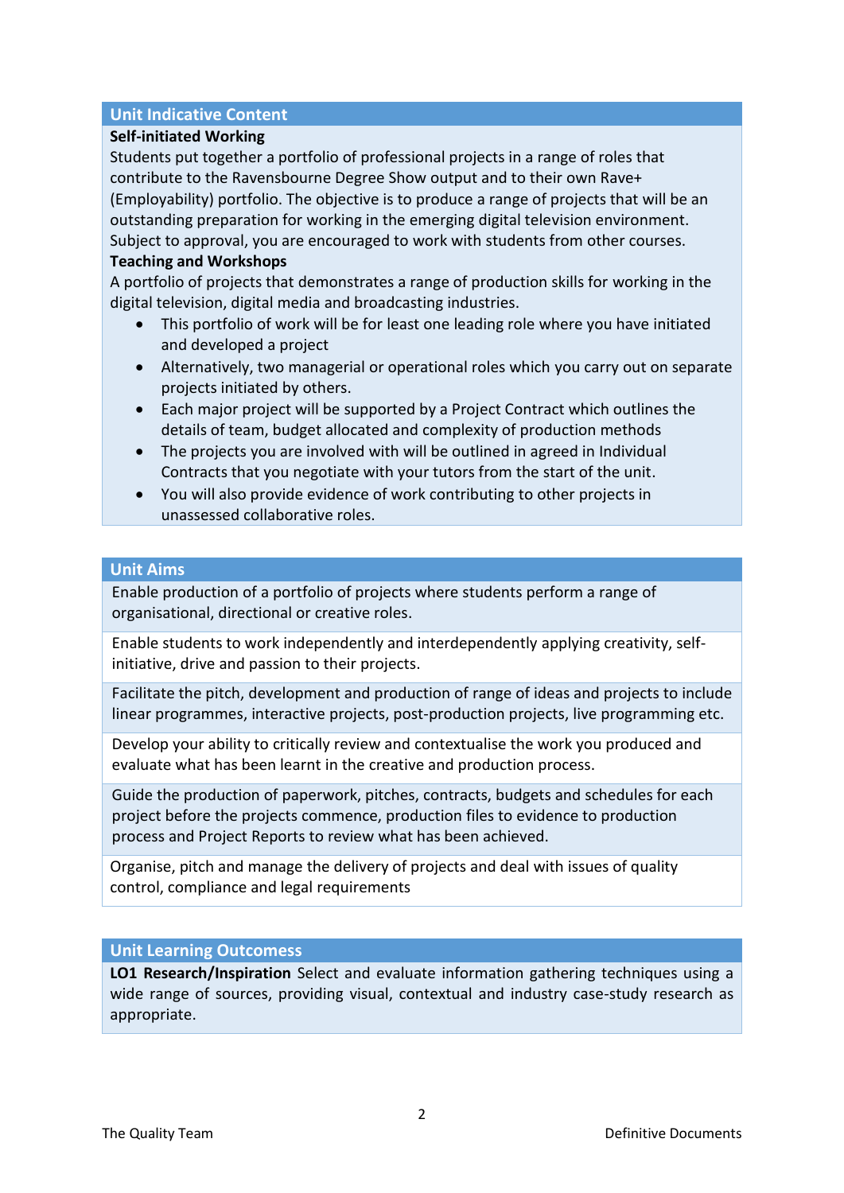## Unit Indicative Content

**Self-initiated Working**

Students put together a portfolio of professional projects in a range of roles that contribute to the Ravensbourne Degree Show output and to their own Rave+ (Employability) portfolio. The objective is to produce a range of projects that will be an outstanding preparation for working in the emerging digital television environment. Subject to approval, you are encouraged to work with students from other courses.

**Teaching and Workshops**

A portfolio of projects that demonstrates a range of production skills for working in the digital television, digital media and broadcasting industries.

- This portfolio of work will be for least one leading role where you have initiated and developed a project
- Alternatively, two managerial or operational roles which you carry out on separate projects initiated by others.
- Each major project will be supported by a Project Contract which outlines the details of team, budget allocated and complexity of production methods
- The projects you are involved with will be outlined in agreed in Individual Contracts that you negotiate with your tutors from the start of the unit.
- You will also provide evidence of work contributing to other projects in unassessed collaborative roles.

## Unit Aims

Enable production of a portfolio of projects where students perform a range of organisational, directional or creative roles.

Enable students to work independently and interdependently applying creativity, self-initiative, drive and passion to their projects.

Facilitate the pitch, development and production of range of ideas and projects to include linear programmes, interactive projects, post-production projects, live programming etc.

Develop your ability to critically review and contextualise the work you produced and evaluate what has been learnt in the creative and production process.

Guide the production of paperwork, pitches, contracts, budgets and schedules for each project before the projects commence, production files to evidence to production process and Project Reports to review what has been achieved.

Organise, pitch and manage the delivery of projects and deal with issues of quality control, compliance and legal requirements

## Unit Learning Outcomess

**LO1 Research/Inspiration** Select and evaluate information gathering techniques using a wide range of sources, providing visual, contextual and industry case-study research as appropriate.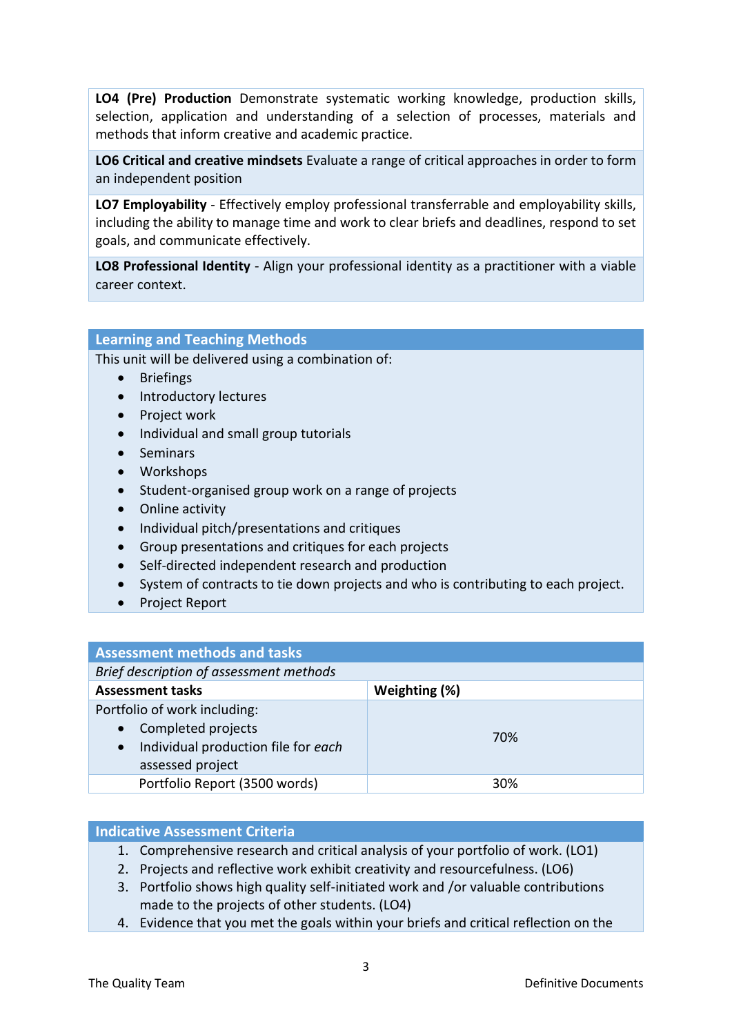| |
|---|
| **LO4 (Pre) Production** Demonstrate systematic working knowledge, production skills, selection, application and understanding of a selection of processes, materials and methods that inform creative and academic practice. |
| **LO6 Critical and creative mindsets** Evaluate a range of critical approaches in order to form an independent position |
| **LO7 Employability** - Effectively employ professional transferrable and employability skills, including the ability to manage time and work to clear briefs and deadlines, respond to set goals, and communicate effectively. |
| **LO8 Professional Identity** - Align your professional identity as a practitioner with a viable career context. |

## Learning and Teaching Methods

This unit will be delivered using a combination of:

- Briefings
- Introductory lectures
- Project work
- Individual and small group tutorials
- Seminars
- Workshops
- Student-organised group work on a range of projects
- Online activity
- Individual pitch/presentations and critiques
- Group presentations and critiques for each projects
- Self-directed independent research and production
- System of contracts to tie down projects and who is contributing to each project.
- Project Report

## Assessment methods and tasks

*Brief description of assessment methods*

| **Assessment tasks** | **Weighting (%)** |
|---|---|
| Portfolio of work including:<br>• Completed projects<br>• Individual production file for *each* assessed project | 70% |
| Portfolio Report (3500 words) | 30% |

## Indicative Assessment Criteria

1. Comprehensive research and critical analysis of your portfolio of work. (LO1)
2. Projects and reflective work exhibit creativity and resourcefulness. (LO6)
3. Portfolio shows high quality self-initiated work and /or valuable contributions made to the projects of other students. (LO4)
4. Evidence that you met the goals within your briefs and critical reflection on the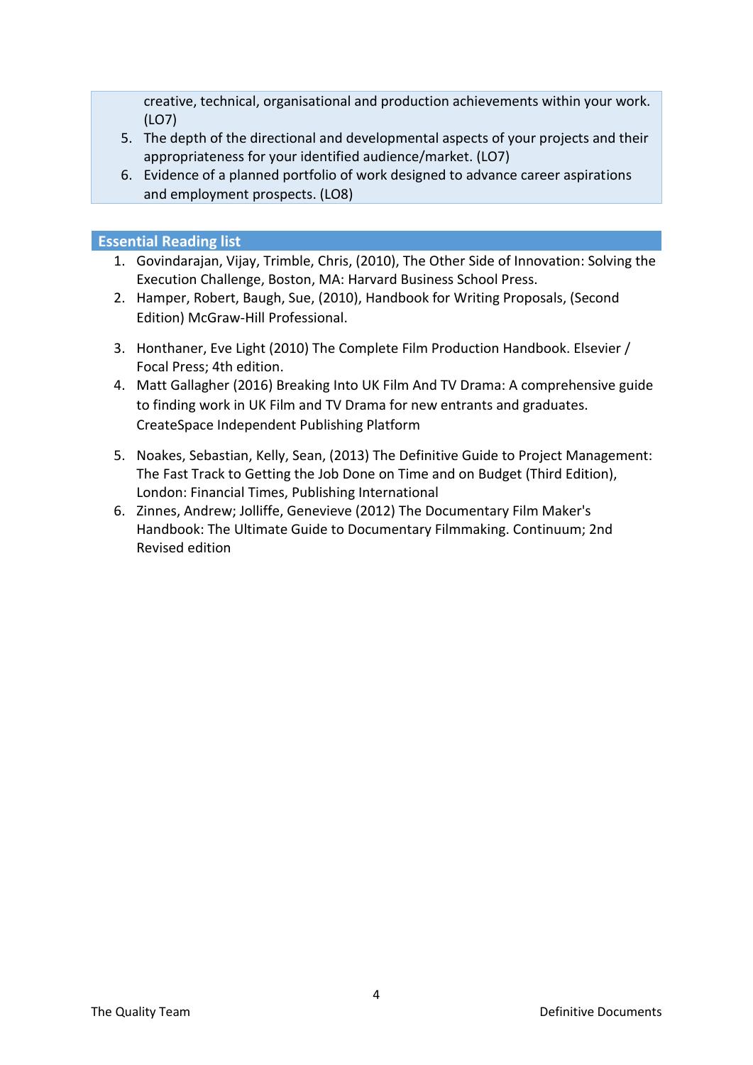creative, technical, organisational and production achievements within your work. (LO7)

5. The depth of the directional and developmental aspects of your projects and their appropriateness for your identified audience/market. (LO7)
6. Evidence of a planned portfolio of work designed to advance career aspirations and employment prospects. (LO8)

## Essential Reading list

1. Govindarajan, Vijay, Trimble, Chris, (2010), The Other Side of Innovation: Solving the Execution Challenge, Boston, MA: Harvard Business School Press.
2. Hamper, Robert, Baugh, Sue, (2010), Handbook for Writing Proposals, (Second Edition) McGraw-Hill Professional.
3. Honthaner, Eve Light (2010) The Complete Film Production Handbook. Elsevier / Focal Press; 4th edition.
4. Matt Gallagher (2016) Breaking Into UK Film And TV Drama: A comprehensive guide to finding work in UK Film and TV Drama for new entrants and graduates. CreateSpace Independent Publishing Platform
5. Noakes, Sebastian, Kelly, Sean, (2013) The Definitive Guide to Project Management: The Fast Track to Getting the Job Done on Time and on Budget (Third Edition), London: Financial Times, Publishing International
6. Zinnes, Andrew; Jolliffe, Genevieve (2012) The Documentary Film Maker's Handbook: The Ultimate Guide to Documentary Filmmaking. Continuum; 2nd Revised edition